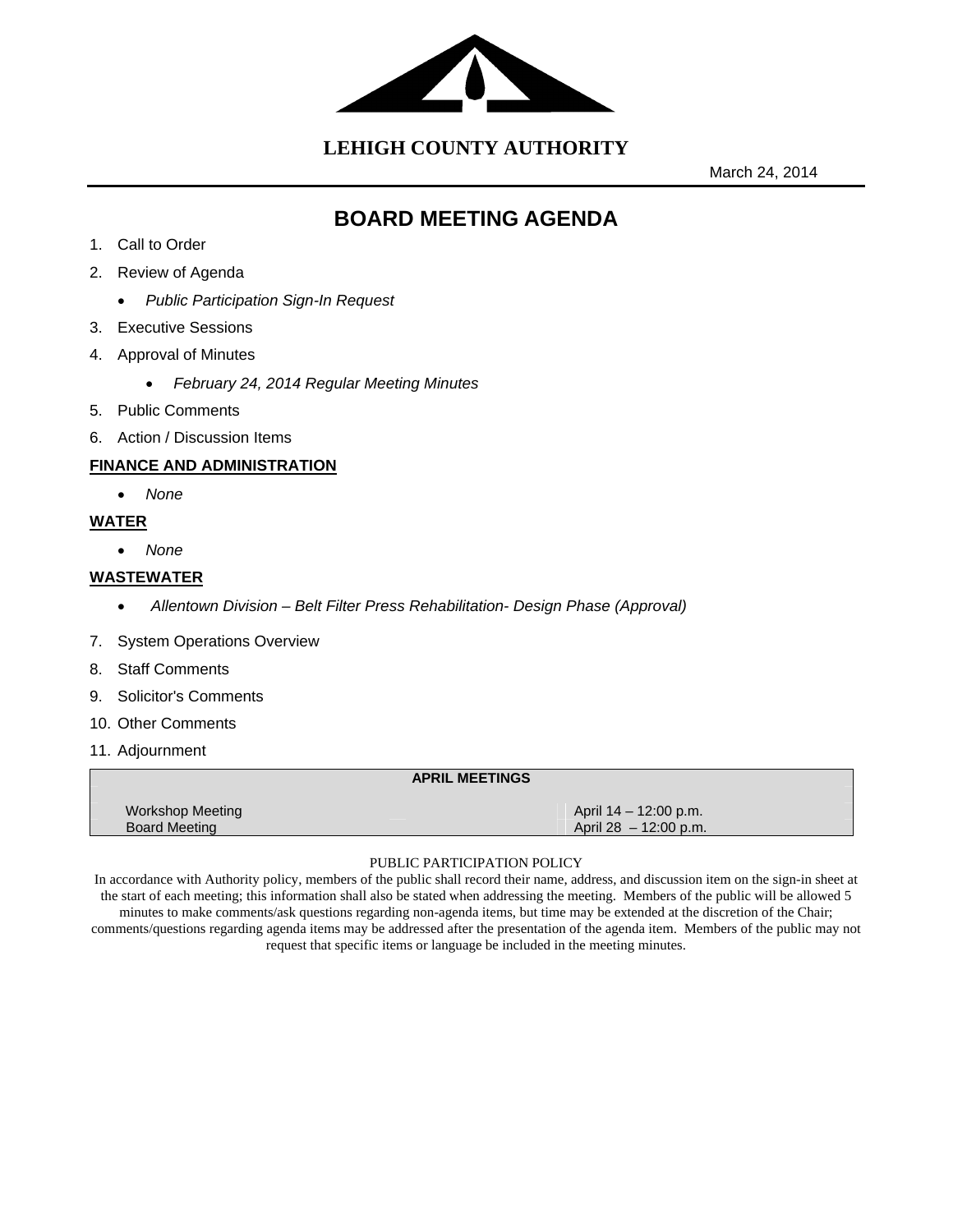# LEHIGH COUNTY AUTHORITY

March 24, 2014

## BOARD MEETING AGENDA

1. Call to Order
2. Review of Agenda
   - *Public Participation Sign-In Request*
3. Executive Sessions
4. Approval of Minutes
   - *February 24, 2014 Regular Meeting Minutes*
5. Public Comments
6. Action / Discussion Items

**FINANCE AND ADMINISTRATION**

- *None*

**WATER**

- *None*

**WASTEWATER**

- *Allentown Division – Belt Filter Press Rehabilitation- Design Phase (Approval)*

7. System Operations Overview
8. Staff Comments
9. Solicitor's Comments
10. Other Comments
11. Adjournment

| APRIL MEETINGS | |
|---|---|
| Workshop Meeting | April 14 – 12:00 p.m. |
| Board Meeting | April 28 – 12:00 p.m. |

PUBLIC PARTICIPATION POLICY

In accordance with Authority policy, members of the public shall record their name, address, and discussion item on the sign-in sheet at the start of each meeting; this information shall also be stated when addressing the meeting. Members of the public will be allowed 5 minutes to make comments/ask questions regarding non-agenda items, but time may be extended at the discretion of the Chair; comments/questions regarding agenda items may be addressed after the presentation of the agenda item. Members of the public may not request that specific items or language be included in the meeting minutes.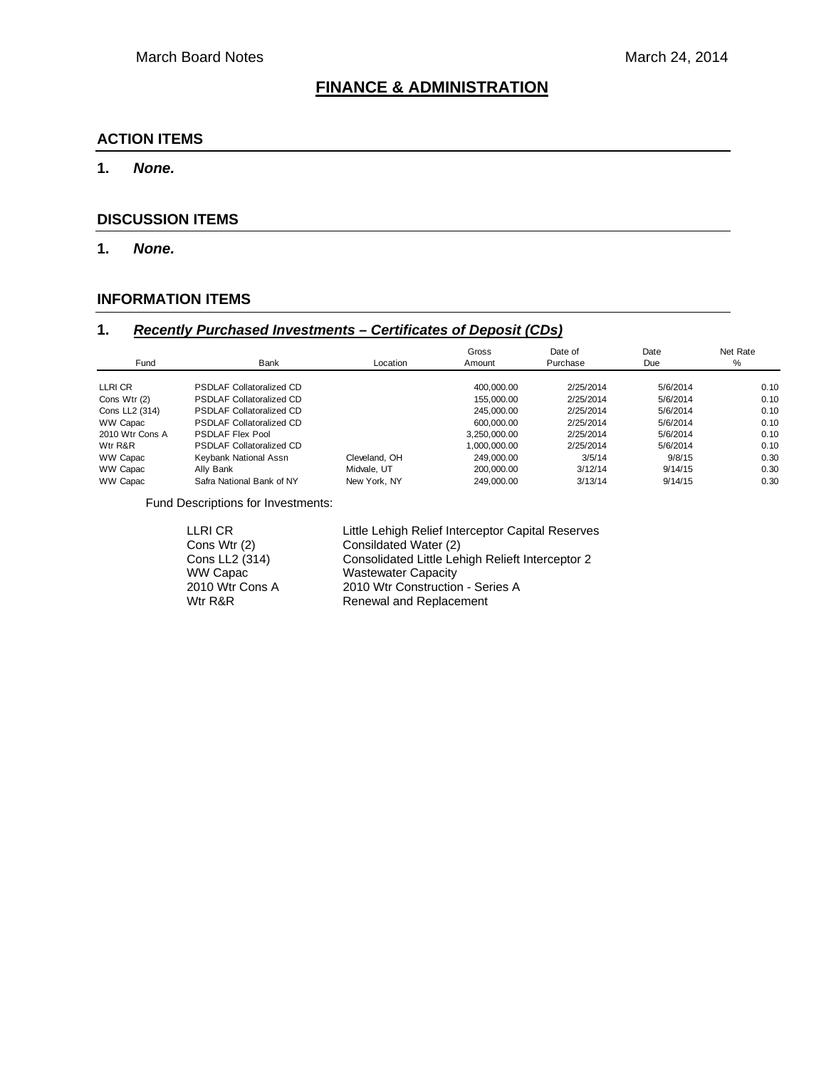# FINANCE & ADMINISTRATION

## ACTION ITEMS

1. ***None.***

## DISCUSSION ITEMS

1. ***None.***

## INFORMATION ITEMS

### 1. *Recently Purchased Investments – Certificates of Deposit (CDs)*

| Fund | Bank | Location | Gross Amount | Date of Purchase | Date Due | Net Rate % |
|---|---|---|---|---|---|---|
| LLRI CR | PSDLAF Collatoralized CD | | 400,000.00 | 2/25/2014 | 5/6/2014 | 0.10 |
| Cons Wtr (2) | PSDLAF Collatoralized CD | | 155,000.00 | 2/25/2014 | 5/6/2014 | 0.10 |
| Cons LL2 (314) | PSDLAF Collatoralized CD | | 245,000.00 | 2/25/2014 | 5/6/2014 | 0.10 |
| WW Capac | PSDLAF Collatoralized CD | | 600,000.00 | 2/25/2014 | 5/6/2014 | 0.10 |
| 2010 Wtr Cons A | PSDLAF Flex Pool | | 3,250,000.00 | 2/25/2014 | 5/6/2014 | 0.10 |
| Wtr R&R | PSDLAF Collatoralized CD | | 1,000,000.00 | 2/25/2014 | 5/6/2014 | 0.10 |
| WW Capac | Keybank National Assn | Cleveland, OH | 249,000.00 | 3/5/14 | 9/8/15 | 0.30 |
| WW Capac | Ally Bank | Midvale, UT | 200,000.00 | 3/12/14 | 9/14/15 | 0.30 |
| WW Capac | Safra National Bank of NY | New York, NY | 249,000.00 | 3/13/14 | 9/14/15 | 0.30 |

Fund Descriptions for Investments:

| | |
|---|---|
| LLRI CR | Little Lehigh Relief Interceptor Capital Reserves |
| Cons Wtr (2) | Consildated Water (2) |
| Cons LL2 (314) | Consolidated Little Lehigh Relieft Interceptor 2 |
| WW Capac | Wastewater Capacity |
| 2010 Wtr Cons A | 2010 Wtr Construction - Series A |
| Wtr R&R | Renewal and Replacement |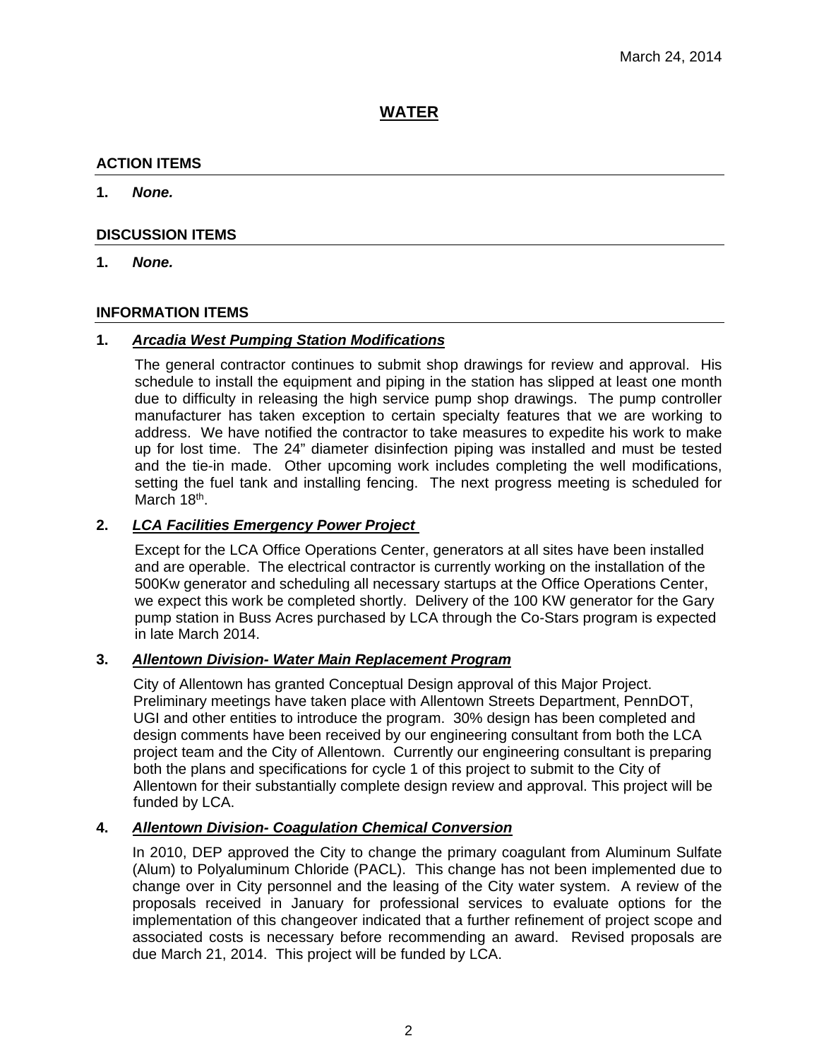March 24, 2014

# WATER

## ACTION ITEMS

1. ***None.***

## DISCUSSION ITEMS

1. ***None.***

## INFORMATION ITEMS

1. ***Arcadia West Pumping Station Modifications***

   The general contractor continues to submit shop drawings for review and approval. His schedule to install the equipment and piping in the station has slipped at least one month due to difficulty in releasing the high service pump shop drawings. The pump controller manufacturer has taken exception to certain specialty features that we are working to address. We have notified the contractor to take measures to expedite his work to make up for lost time. The 24" diameter disinfection piping was installed and must be tested and the tie-in made. Other upcoming work includes completing the well modifications, setting the fuel tank and installing fencing. The next progress meeting is scheduled for March 18th.

2. ***LCA Facilities Emergency Power Project***

   Except for the LCA Office Operations Center, generators at all sites have been installed and are operable. The electrical contractor is currently working on the installation of the 500Kw generator and scheduling all necessary startups at the Office Operations Center, we expect this work be completed shortly. Delivery of the 100 KW generator for the Gary pump station in Buss Acres purchased by LCA through the Co-Stars program is expected in late March 2014.

3. ***Allentown Division- Water Main Replacement Program***

   City of Allentown has granted Conceptual Design approval of this Major Project. Preliminary meetings have taken place with Allentown Streets Department, PennDOT, UGI and other entities to introduce the program. 30% design has been completed and design comments have been received by our engineering consultant from both the LCA project team and the City of Allentown. Currently our engineering consultant is preparing both the plans and specifications for cycle 1 of this project to submit to the City of Allentown for their substantially complete design review and approval. This project will be funded by LCA.

4. ***Allentown Division- Coagulation Chemical Conversion***

   In 2010, DEP approved the City to change the primary coagulant from Aluminum Sulfate (Alum) to Polyaluminum Chloride (PACL). This change has not been implemented due to change over in City personnel and the leasing of the City water system. A review of the proposals received in January for professional services to evaluate options for the implementation of this changeover indicated that a further refinement of project scope and associated costs is necessary before recommending an award. Revised proposals are due March 21, 2014. This project will be funded by LCA.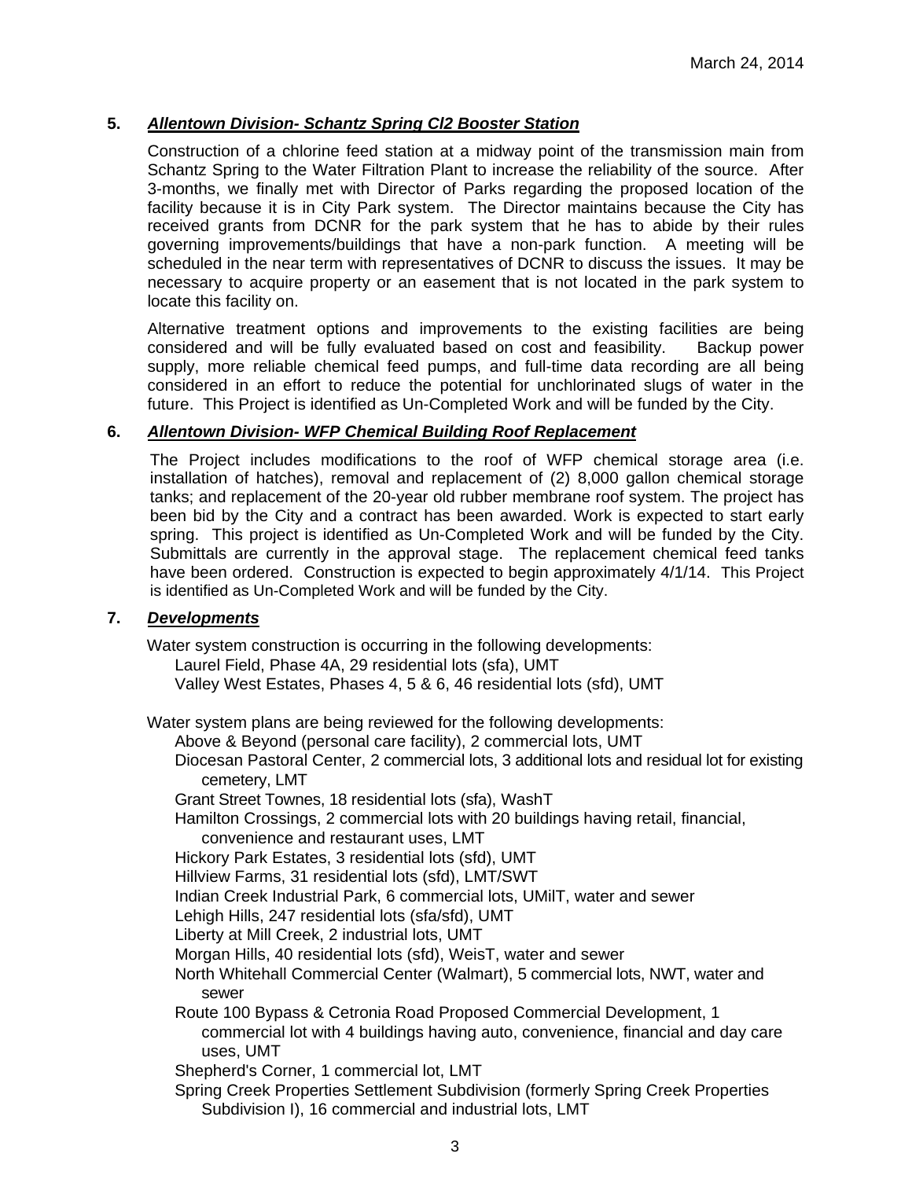**5.** ***Allentown Division- Schantz Spring Cl2 Booster Station***

Construction of a chlorine feed station at a midway point of the transmission main from Schantz Spring to the Water Filtration Plant to increase the reliability of the source. After 3-months, we finally met with Director of Parks regarding the proposed location of the facility because it is in City Park system. The Director maintains because the City has received grants from DCNR for the park system that he has to abide by their rules governing improvements/buildings that have a non-park function. A meeting will be scheduled in the near term with representatives of DCNR to discuss the issues. It may be necessary to acquire property or an easement that is not located in the park system to locate this facility on.

Alternative treatment options and improvements to the existing facilities are being considered and will be fully evaluated based on cost and feasibility. Backup power supply, more reliable chemical feed pumps, and full-time data recording are all being considered in an effort to reduce the potential for unchlorinated slugs of water in the future. This Project is identified as Un-Completed Work and will be funded by the City.

**6.** ***Allentown Division- WFP Chemical Building Roof Replacement***

The Project includes modifications to the roof of WFP chemical storage area (i.e. installation of hatches), removal and replacement of (2) 8,000 gallon chemical storage tanks; and replacement of the 20-year old rubber membrane roof system. The project has been bid by the City and a contract has been awarded. Work is expected to start early spring. This project is identified as Un-Completed Work and will be funded by the City. Submittals are currently in the approval stage. The replacement chemical feed tanks have been ordered. Construction is expected to begin approximately 4/1/14. This Project is identified as Un-Completed Work and will be funded by the City.

**7.** ***Developments***

Water system construction is occurring in the following developments:

- Laurel Field, Phase 4A, 29 residential lots (sfa), UMT
- Valley West Estates, Phases 4, 5 & 6, 46 residential lots (sfd), UMT

Water system plans are being reviewed for the following developments:

- Above & Beyond (personal care facility), 2 commercial lots, UMT
- Diocesan Pastoral Center, 2 commercial lots, 3 additional lots and residual lot for existing cemetery, LMT
- Grant Street Townes, 18 residential lots (sfa), WashT
- Hamilton Crossings, 2 commercial lots with 20 buildings having retail, financial, convenience and restaurant uses, LMT
- Hickory Park Estates, 3 residential lots (sfd), UMT
- Hillview Farms, 31 residential lots (sfd), LMT/SWT
- Indian Creek Industrial Park, 6 commercial lots, UMilT, water and sewer
- Lehigh Hills, 247 residential lots (sfa/sfd), UMT
- Liberty at Mill Creek, 2 industrial lots, UMT
- Morgan Hills, 40 residential lots (sfd), WeisT, water and sewer
- North Whitehall Commercial Center (Walmart), 5 commercial lots, NWT, water and sewer
- Route 100 Bypass & Cetronia Road Proposed Commercial Development, 1 commercial lot with 4 buildings having auto, convenience, financial and day care uses, UMT
- Shepherd's Corner, 1 commercial lot, LMT
- Spring Creek Properties Settlement Subdivision (formerly Spring Creek Properties Subdivision I), 16 commercial and industrial lots, LMT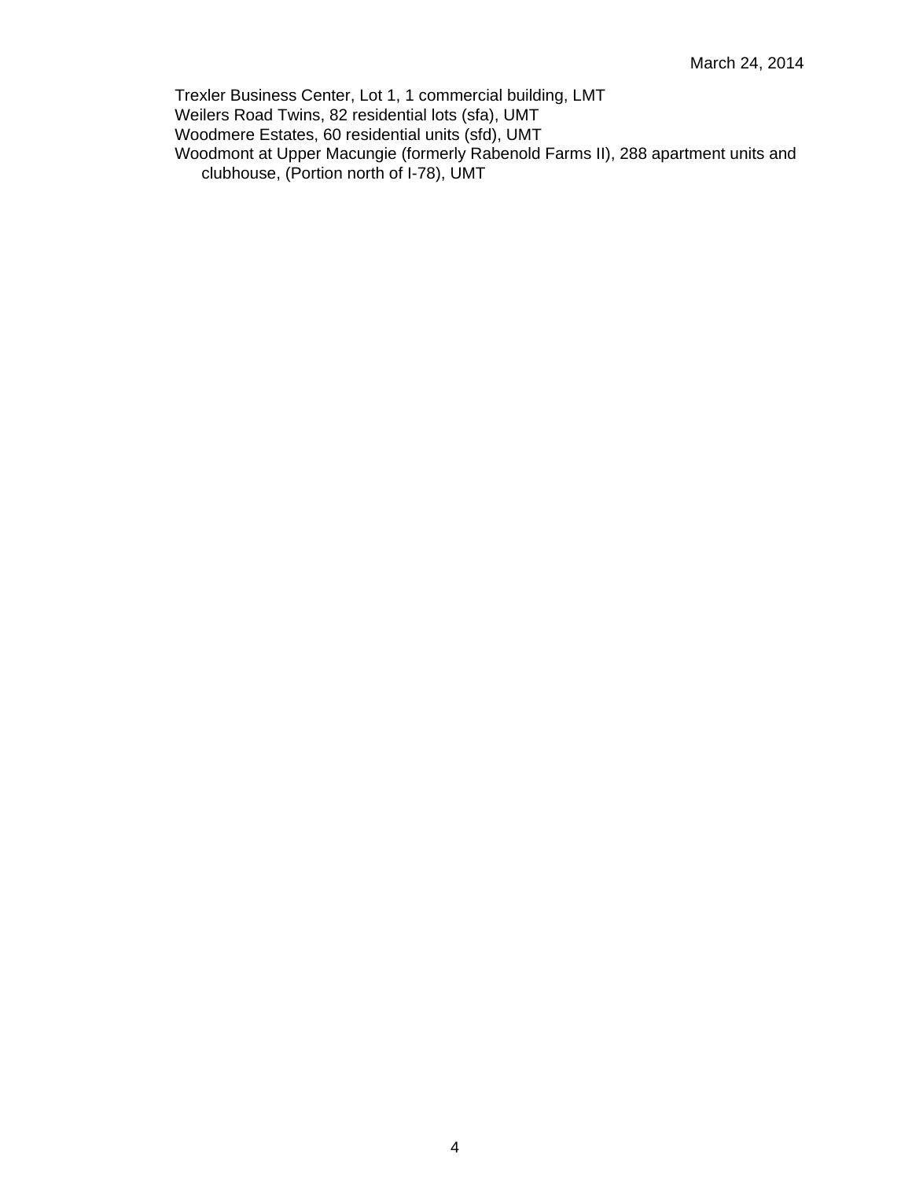Trexler Business Center, Lot 1, 1 commercial building, LMT
Weilers Road Twins, 82 residential lots (sfa), UMT
Woodmere Estates, 60 residential units (sfd), UMT
Woodmont at Upper Macungie (formerly Rabenold Farms II), 288 apartment units and clubhouse, (Portion north of I-78), UMT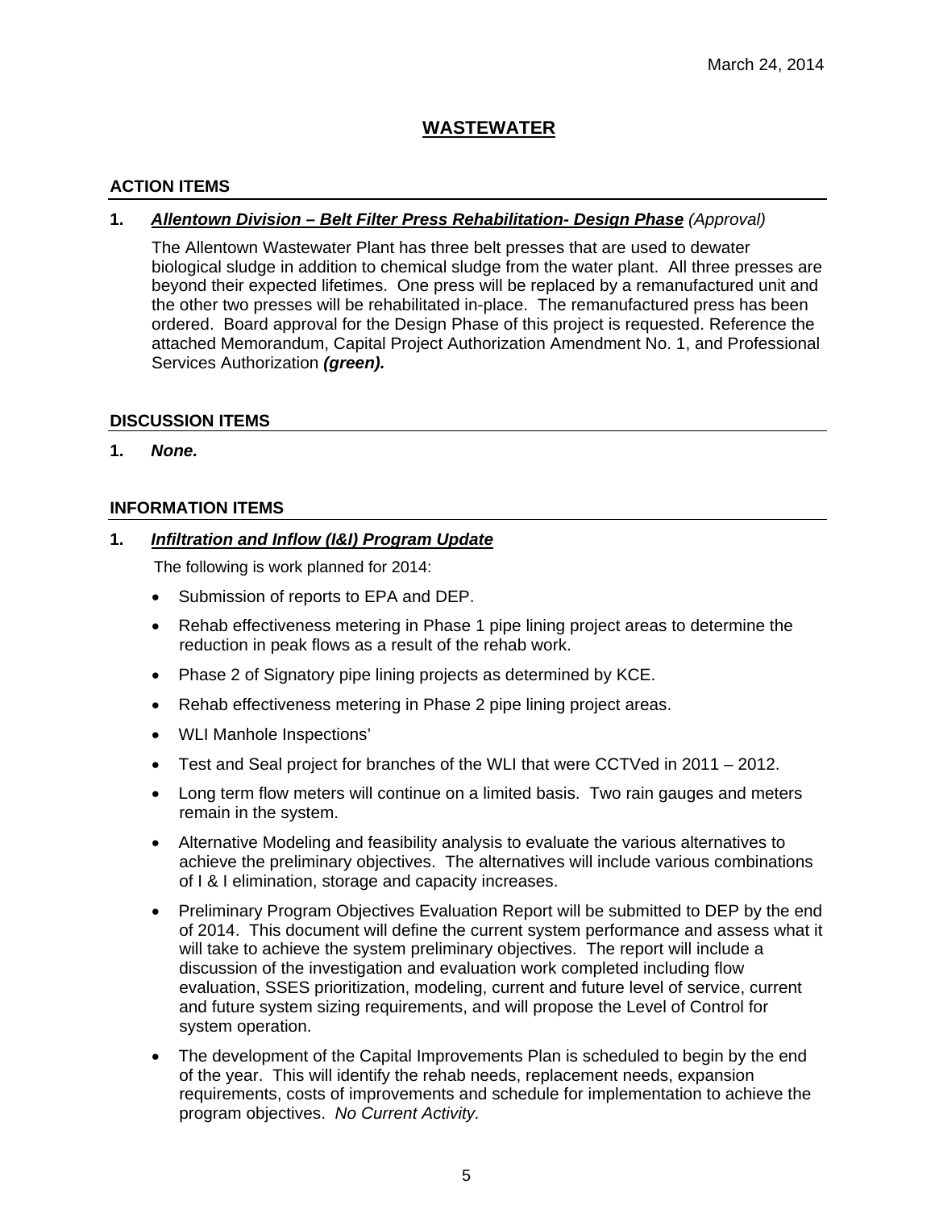March 24, 2014

# WASTEWATER

## ACTION ITEMS

**1.** ***Allentown Division – Belt Filter Press Rehabilitation- Design Phase*** *(Approval)*

The Allentown Wastewater Plant has three belt presses that are used to dewater biological sludge in addition to chemical sludge from the water plant. All three presses are beyond their expected lifetimes. One press will be replaced by a remanufactured unit and the other two presses will be rehabilitated in-place. The remanufactured press has been ordered. Board approval for the Design Phase of this project is requested. Reference the attached Memorandum, Capital Project Authorization Amendment No. 1, and Professional Services Authorization ***(green).***

## DISCUSSION ITEMS

**1.** ***None.***

## INFORMATION ITEMS

**1.** ***Infiltration and Inflow (I&I) Program Update***

The following is work planned for 2014:

- Submission of reports to EPA and DEP.
- Rehab effectiveness metering in Phase 1 pipe lining project areas to determine the reduction in peak flows as a result of the rehab work.
- Phase 2 of Signatory pipe lining projects as determined by KCE.
- Rehab effectiveness metering in Phase 2 pipe lining project areas.
- WLI Manhole Inspections'
- Test and Seal project for branches of the WLI that were CCTVed in 2011 – 2012.
- Long term flow meters will continue on a limited basis. Two rain gauges and meters remain in the system.
- Alternative Modeling and feasibility analysis to evaluate the various alternatives to achieve the preliminary objectives. The alternatives will include various combinations of I & I elimination, storage and capacity increases.
- Preliminary Program Objectives Evaluation Report will be submitted to DEP by the end of 2014. This document will define the current system performance and assess what it will take to achieve the system preliminary objectives. The report will include a discussion of the investigation and evaluation work completed including flow evaluation, SSES prioritization, modeling, current and future level of service, current and future system sizing requirements, and will propose the Level of Control for system operation.
- The development of the Capital Improvements Plan is scheduled to begin by the end of the year. This will identify the rehab needs, replacement needs, expansion requirements, costs of improvements and schedule for implementation to achieve the program objectives. *No Current Activity.*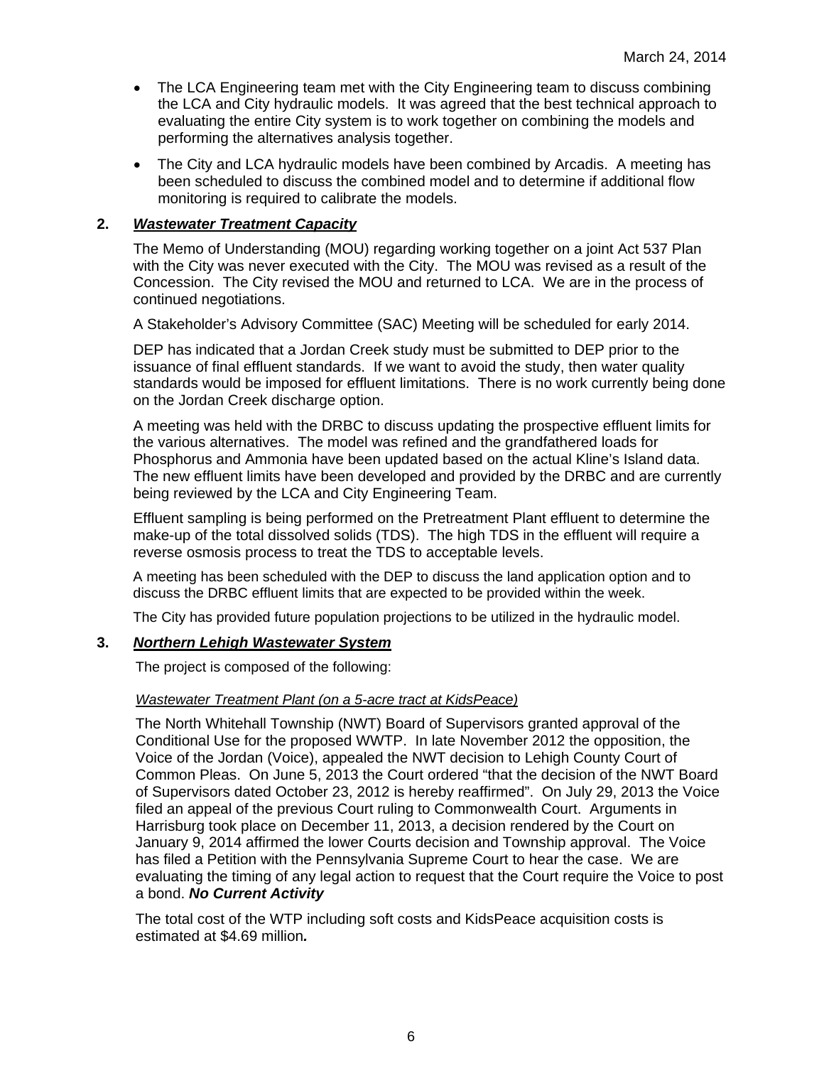- The LCA Engineering team met with the City Engineering team to discuss combining the LCA and City hydraulic models. It was agreed that the best technical approach to evaluating the entire City system is to work together on combining the models and performing the alternatives analysis together.
- The City and LCA hydraulic models have been combined by Arcadis. A meeting has been scheduled to discuss the combined model and to determine if additional flow monitoring is required to calibrate the models.

**2.** ***Wastewater Treatment Capacity***

The Memo of Understanding (MOU) regarding working together on a joint Act 537 Plan with the City was never executed with the City. The MOU was revised as a result of the Concession. The City revised the MOU and returned to LCA. We are in the process of continued negotiations.

A Stakeholder's Advisory Committee (SAC) Meeting will be scheduled for early 2014.

DEP has indicated that a Jordan Creek study must be submitted to DEP prior to the issuance of final effluent standards. If we want to avoid the study, then water quality standards would be imposed for effluent limitations. There is no work currently being done on the Jordan Creek discharge option.

A meeting was held with the DRBC to discuss updating the prospective effluent limits for the various alternatives. The model was refined and the grandfathered loads for Phosphorus and Ammonia have been updated based on the actual Kline's Island data. The new effluent limits have been developed and provided by the DRBC and are currently being reviewed by the LCA and City Engineering Team.

Effluent sampling is being performed on the Pretreatment Plant effluent to determine the make-up of the total dissolved solids (TDS). The high TDS in the effluent will require a reverse osmosis process to treat the TDS to acceptable levels.

A meeting has been scheduled with the DEP to discuss the land application option and to discuss the DRBC effluent limits that are expected to be provided within the week.

The City has provided future population projections to be utilized in the hydraulic model.

**3.** ***Northern Lehigh Wastewater System***

The project is composed of the following:

*Wastewater Treatment Plant (on a 5-acre tract at KidsPeace)*

The North Whitehall Township (NWT) Board of Supervisors granted approval of the Conditional Use for the proposed WWTP. In late November 2012 the opposition, the Voice of the Jordan (Voice), appealed the NWT decision to Lehigh County Court of Common Pleas. On June 5, 2013 the Court ordered "that the decision of the NWT Board of Supervisors dated October 23, 2012 is hereby reaffirmed". On July 29, 2013 the Voice filed an appeal of the previous Court ruling to Commonwealth Court. Arguments in Harrisburg took place on December 11, 2013, a decision rendered by the Court on January 9, 2014 affirmed the lower Courts decision and Township approval. The Voice has filed a Petition with the Pennsylvania Supreme Court to hear the case. We are evaluating the timing of any legal action to request that the Court require the Voice to post a bond. ***No Current Activity***

The total cost of the WTP including soft costs and KidsPeace acquisition costs is estimated at $4.69 million***.***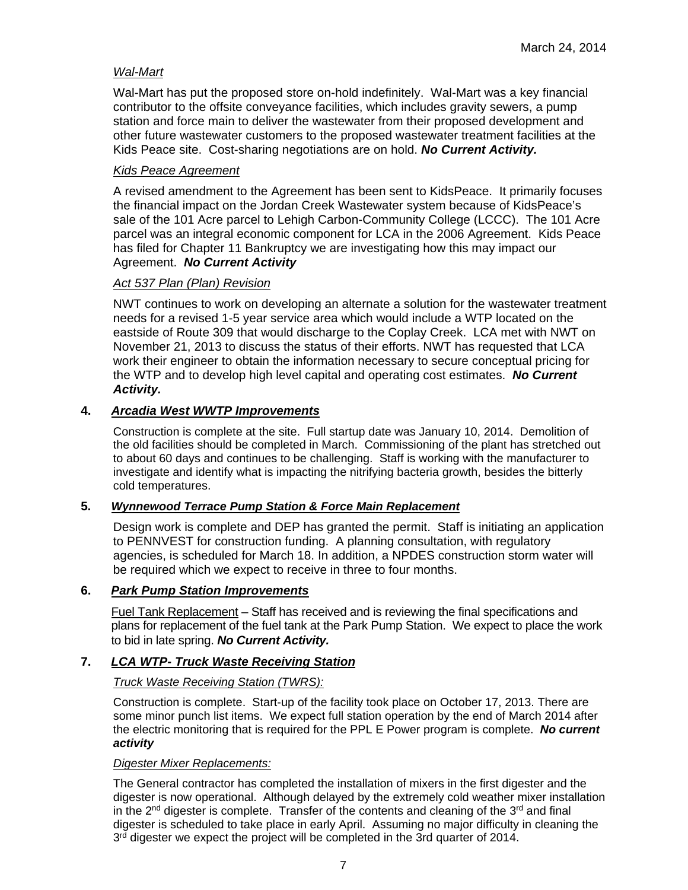March 24, 2014

*Wal-Mart*

Wal-Mart has put the proposed store on-hold indefinitely. Wal-Mart was a key financial contributor to the offsite conveyance facilities, which includes gravity sewers, a pump station and force main to deliver the wastewater from their proposed development and other future wastewater customers to the proposed wastewater treatment facilities at the Kids Peace site. Cost-sharing negotiations are on hold. ***No Current Activity.***

*Kids Peace Agreement*

A revised amendment to the Agreement has been sent to KidsPeace. It primarily focuses the financial impact on the Jordan Creek Wastewater system because of KidsPeace's sale of the 101 Acre parcel to Lehigh Carbon-Community College (LCCC). The 101 Acre parcel was an integral economic component for LCA in the 2006 Agreement. Kids Peace has filed for Chapter 11 Bankruptcy we are investigating how this may impact our Agreement. ***No Current Activity***

*Act 537 Plan (Plan) Revision*

NWT continues to work on developing an alternate a solution for the wastewater treatment needs for a revised 1-5 year service area which would include a WTP located on the eastside of Route 309 that would discharge to the Coplay Creek. LCA met with NWT on November 21, 2013 to discuss the status of their efforts. NWT has requested that LCA work their engineer to obtain the information necessary to secure conceptual pricing for the WTP and to develop high level capital and operating cost estimates. ***No Current Activity.***

**4. *Arcadia West WWTP Improvements***

Construction is complete at the site. Full startup date was January 10, 2014. Demolition of the old facilities should be completed in March. Commissioning of the plant has stretched out to about 60 days and continues to be challenging. Staff is working with the manufacturer to investigate and identify what is impacting the nitrifying bacteria growth, besides the bitterly cold temperatures.

**5. *Wynnewood Terrace Pump Station & Force Main Replacement***

Design work is complete and DEP has granted the permit. Staff is initiating an application to PENNVEST for construction funding. A planning consultation, with regulatory agencies, is scheduled for March 18. In addition, a NPDES construction storm water will be required which we expect to receive in three to four months.

**6. *Park Pump Station Improvements***

Fuel Tank Replacement – Staff has received and is reviewing the final specifications and plans for replacement of the fuel tank at the Park Pump Station. We expect to place the work to bid in late spring. ***No Current Activity.***

**7. *LCA WTP- Truck Waste Receiving Station***

*Truck Waste Receiving Station (TWRS):*

Construction is complete. Start-up of the facility took place on October 17, 2013. There are some minor punch list items. We expect full station operation by the end of March 2014 after the electric monitoring that is required for the PPL E Power program is complete. ***No current activity***

*Digester Mixer Replacements:*

The General contractor has completed the installation of mixers in the first digester and the digester is now operational. Although delayed by the extremely cold weather mixer installation in the 2nd digester is complete. Transfer of the contents and cleaning of the 3rd and final digester is scheduled to take place in early April. Assuming no major difficulty in cleaning the 3rd digester we expect the project will be completed in the 3rd quarter of 2014.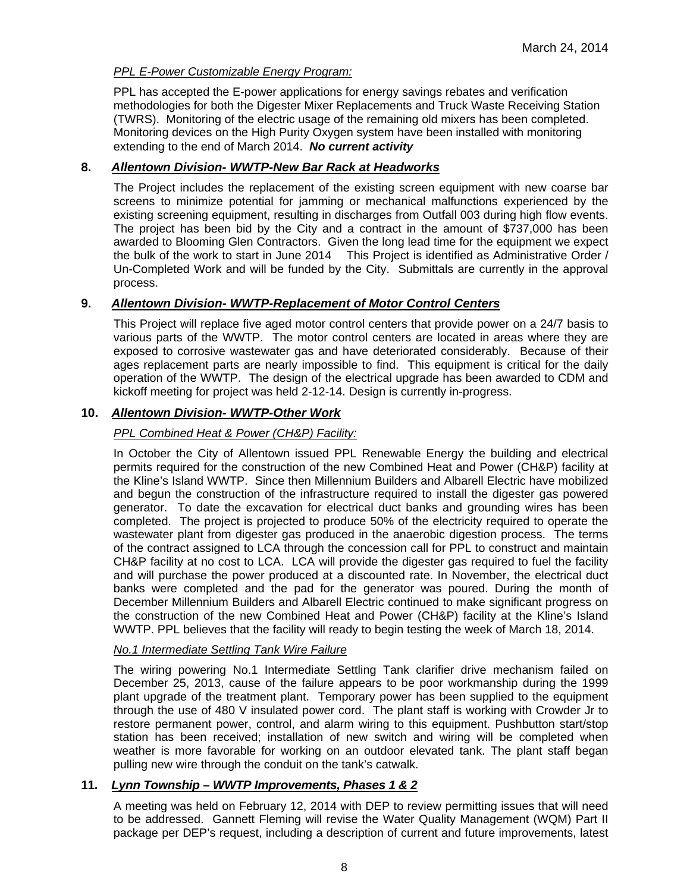*PPL E-Power Customizable Energy Program:*

PPL has accepted the E-power applications for energy savings rebates and verification methodologies for both the Digester Mixer Replacements and Truck Waste Receiving Station (TWRS). Monitoring of the electric usage of the remaining old mixers has been completed. Monitoring devices on the High Purity Oxygen system have been installed with monitoring extending to the end of March 2014. ***No current activity***

**8. *Allentown Division- WWTP-New Bar Rack at Headworks***

The Project includes the replacement of the existing screen equipment with new coarse bar screens to minimize potential for jamming or mechanical malfunctions experienced by the existing screening equipment, resulting in discharges from Outfall 003 during high flow events. The project has been bid by the City and a contract in the amount of $737,000 has been awarded to Blooming Glen Contractors. Given the long lead time for the equipment we expect the bulk of the work to start in June 2014 This Project is identified as Administrative Order / Un-Completed Work and will be funded by the City. Submittals are currently in the approval process.

**9. *Allentown Division- WWTP-Replacement of Motor Control Centers***

This Project will replace five aged motor control centers that provide power on a 24/7 basis to various parts of the WWTP. The motor control centers are located in areas where they are exposed to corrosive wastewater gas and have deteriorated considerably. Because of their ages replacement parts are nearly impossible to find. This equipment is critical for the daily operation of the WWTP. The design of the electrical upgrade has been awarded to CDM and kickoff meeting for project was held 2-12-14. Design is currently in-progress.

**10. *Allentown Division- WWTP-Other Work***

*PPL Combined Heat & Power (CH&P) Facility:*

In October the City of Allentown issued PPL Renewable Energy the building and electrical permits required for the construction of the new Combined Heat and Power (CH&P) facility at the Kline's Island WWTP. Since then Millennium Builders and Albarell Electric have mobilized and begun the construction of the infrastructure required to install the digester gas powered generator. To date the excavation for electrical duct banks and grounding wires has been completed. The project is projected to produce 50% of the electricity required to operate the wastewater plant from digester gas produced in the anaerobic digestion process. The terms of the contract assigned to LCA through the concession call for PPL to construct and maintain CH&P facility at no cost to LCA. LCA will provide the digester gas required to fuel the facility and will purchase the power produced at a discounted rate. In November, the electrical duct banks were completed and the pad for the generator was poured. During the month of December Millennium Builders and Albarell Electric continued to make significant progress on the construction of the new Combined Heat and Power (CH&P) facility at the Kline's Island WWTP. PPL believes that the facility will ready to begin testing the week of March 18, 2014.

*No.1 Intermediate Settling Tank Wire Failure*

The wiring powering No.1 Intermediate Settling Tank clarifier drive mechanism failed on December 25, 2013, cause of the failure appears to be poor workmanship during the 1999 plant upgrade of the treatment plant. Temporary power has been supplied to the equipment through the use of 480 V insulated power cord. The plant staff is working with Crowder Jr to restore permanent power, control, and alarm wiring to this equipment. Pushbutton start/stop station has been received; installation of new switch and wiring will be completed when weather is more favorable for working on an outdoor elevated tank. The plant staff began pulling new wire through the conduit on the tank's catwalk.

**11. *Lynn Township – WWTP Improvements, Phases 1 & 2***

A meeting was held on February 12, 2014 with DEP to review permitting issues that will need to be addressed. Gannett Fleming will revise the Water Quality Management (WQM) Part II package per DEP's request, including a description of current and future improvements, latest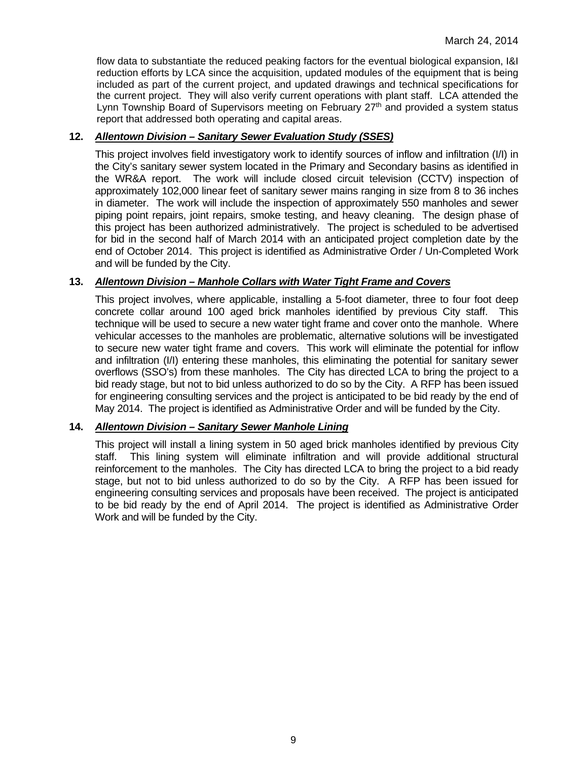flow data to substantiate the reduced peaking factors for the eventual biological expansion, I&I reduction efforts by LCA since the acquisition, updated modules of the equipment that is being included as part of the current project, and updated drawings and technical specifications for the current project. They will also verify current operations with plant staff. LCA attended the Lynn Township Board of Supervisors meeting on February 27th and provided a system status report that addressed both operating and capital areas.

**12. *Allentown Division – Sanitary Sewer Evaluation Study (SSES)***

This project involves field investigatory work to identify sources of inflow and infiltration (I/I) in the City's sanitary sewer system located in the Primary and Secondary basins as identified in the WR&A report. The work will include closed circuit television (CCTV) inspection of approximately 102,000 linear feet of sanitary sewer mains ranging in size from 8 to 36 inches in diameter. The work will include the inspection of approximately 550 manholes and sewer piping point repairs, joint repairs, smoke testing, and heavy cleaning. The design phase of this project has been authorized administratively. The project is scheduled to be advertised for bid in the second half of March 2014 with an anticipated project completion date by the end of October 2014. This project is identified as Administrative Order / Un-Completed Work and will be funded by the City.

**13. *Allentown Division – Manhole Collars with Water Tight Frame and Covers***

This project involves, where applicable, installing a 5-foot diameter, three to four foot deep concrete collar around 100 aged brick manholes identified by previous City staff. This technique will be used to secure a new water tight frame and cover onto the manhole. Where vehicular accesses to the manholes are problematic, alternative solutions will be investigated to secure new water tight frame and covers. This work will eliminate the potential for inflow and infiltration (I/I) entering these manholes, this eliminating the potential for sanitary sewer overflows (SSO's) from these manholes. The City has directed LCA to bring the project to a bid ready stage, but not to bid unless authorized to do so by the City. A RFP has been issued for engineering consulting services and the project is anticipated to be bid ready by the end of May 2014. The project is identified as Administrative Order and will be funded by the City.

**14. *Allentown Division – Sanitary Sewer Manhole Lining***

This project will install a lining system in 50 aged brick manholes identified by previous City staff. This lining system will eliminate infiltration and will provide additional structural reinforcement to the manholes. The City has directed LCA to bring the project to a bid ready stage, but not to bid unless authorized to do so by the City. A RFP has been issued for engineering consulting services and proposals have been received. The project is anticipated to be bid ready by the end of April 2014. The project is identified as Administrative Order Work and will be funded by the City.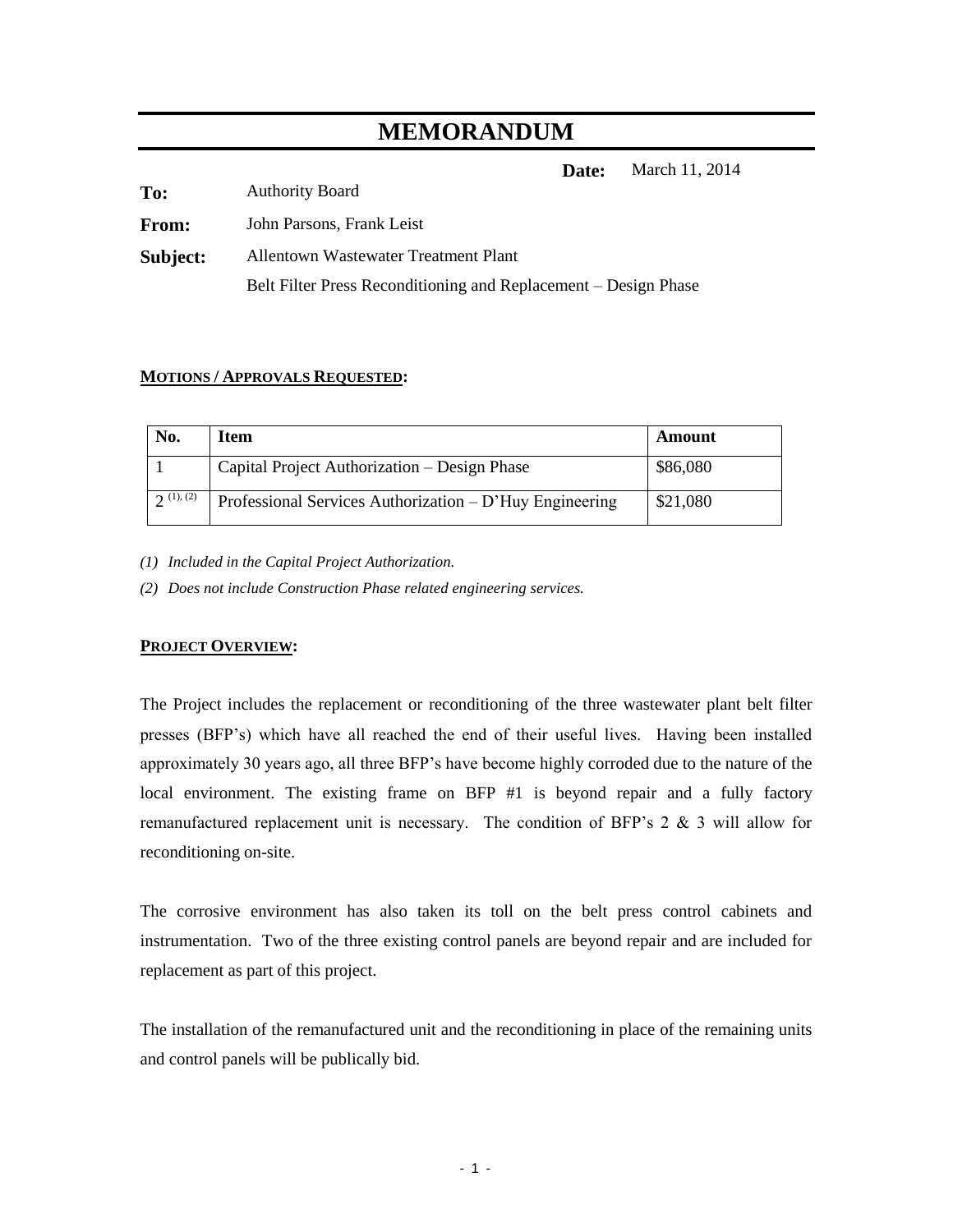# MEMORANDUM

**Date:** March 11, 2014

**To:** Authority Board

**From:** John Parsons, Frank Leist

**Subject:** Allentown Wastewater Treatment Plant
Belt Filter Press Reconditioning and Replacement – Design Phase

**MOTIONS / APPROVALS REQUESTED:**

| No. | Item | Amount |
|---|---|---|
| 1 | Capital Project Authorization – Design Phase | \$86,080 |
| 2 (1), (2) | Professional Services Authorization – D'Huy Engineering | \$21,080 |

*(1) Included in the Capital Project Authorization.*

*(2) Does not include Construction Phase related engineering services.*

**PROJECT OVERVIEW:**

The Project includes the replacement or reconditioning of the three wastewater plant belt filter presses (BFP's) which have all reached the end of their useful lives. Having been installed approximately 30 years ago, all three BFP's have become highly corroded due to the nature of the local environment. The existing frame on BFP #1 is beyond repair and a fully factory remanufactured replacement unit is necessary. The condition of BFP's 2 & 3 will allow for reconditioning on-site.

The corrosive environment has also taken its toll on the belt press control cabinets and instrumentation. Two of the three existing control panels are beyond repair and are included for replacement as part of this project.

The installation of the remanufactured unit and the reconditioning in place of the remaining units and control panels will be publically bid.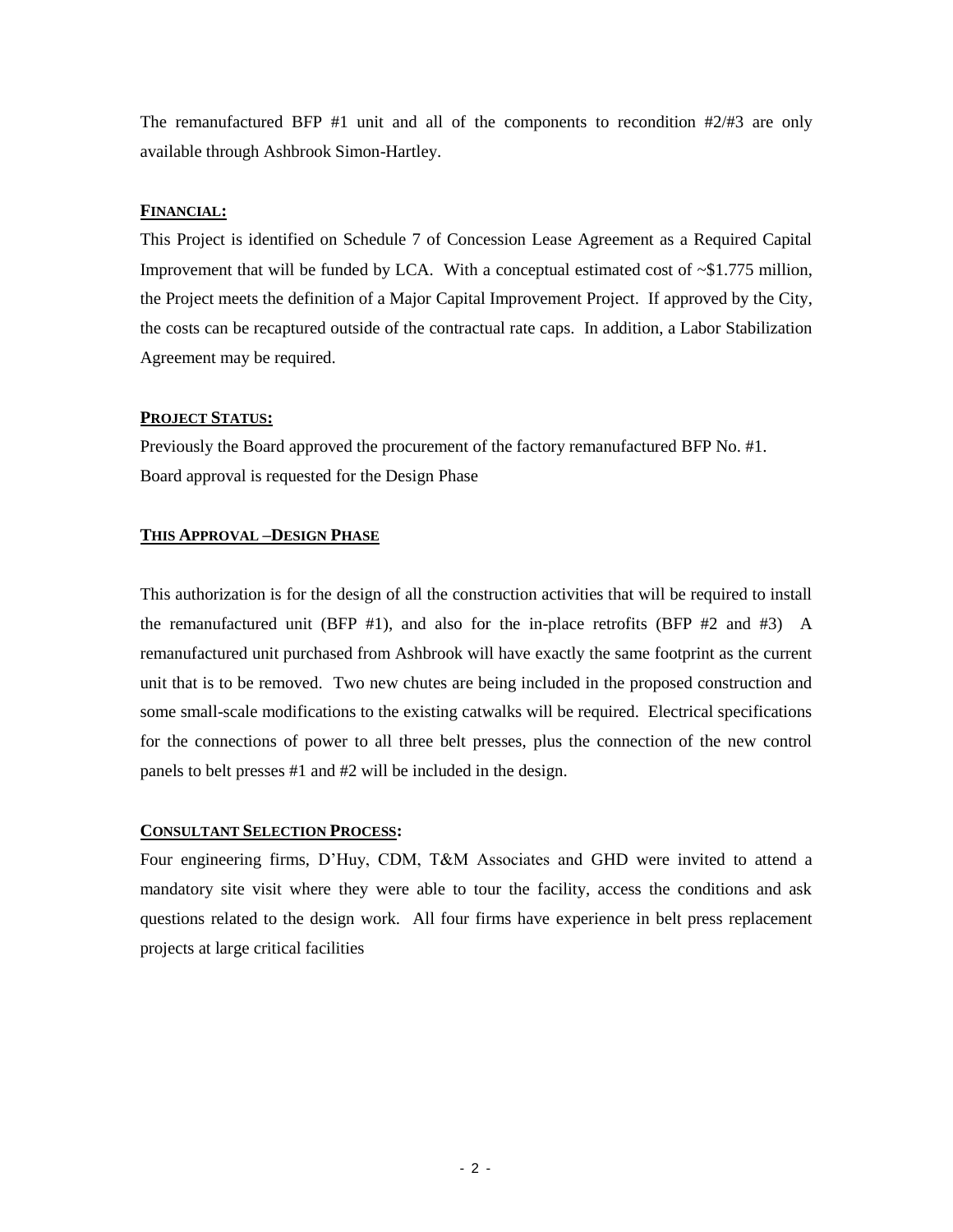The remanufactured BFP #1 unit and all of the components to recondition #2/#3 are only available through Ashbrook Simon-Hartley.

**FINANCIAL:**

This Project is identified on Schedule 7 of Concession Lease Agreement as a Required Capital Improvement that will be funded by LCA. With a conceptual estimated cost of ~$1.775 million, the Project meets the definition of a Major Capital Improvement Project. If approved by the City, the costs can be recaptured outside of the contractual rate caps. In addition, a Labor Stabilization Agreement may be required.

**PROJECT STATUS:**

Previously the Board approved the procurement of the factory remanufactured BFP No. #1.
Board approval is requested for the Design Phase

**THIS APPROVAL –DESIGN PHASE**

This authorization is for the design of all the construction activities that will be required to install the remanufactured unit (BFP #1), and also for the in-place retrofits (BFP #2 and #3) A remanufactured unit purchased from Ashbrook will have exactly the same footprint as the current unit that is to be removed. Two new chutes are being included in the proposed construction and some small-scale modifications to the existing catwalks will be required. Electrical specifications for the connections of power to all three belt presses, plus the connection of the new control panels to belt presses #1 and #2 will be included in the design.

**CONSULTANT SELECTION PROCESS:**

Four engineering firms, D'Huy, CDM, T&M Associates and GHD were invited to attend a mandatory site visit where they were able to tour the facility, access the conditions and ask questions related to the design work. All four firms have experience in belt press replacement projects at large critical facilities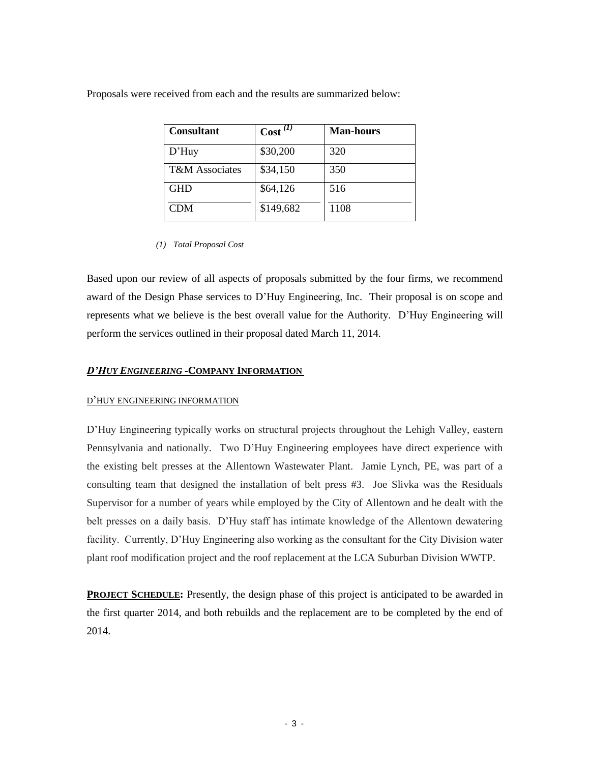Proposals were received from each and the results are summarized below:

| Consultant | Cost [(1)] | Man-hours |
|---|---|---|
| D'Huy | $30,200 | 320 |
| T&M Associates | $34,150 | 350 |
| GHD | $64,126 | 516 |
| CDM | $149,682 | 1108 |

*(1) Total Proposal Cost*

Based upon our review of all aspects of proposals submitted by the four firms, we recommend award of the Design Phase services to D'Huy Engineering, Inc. Their proposal is on scope and represents what we believe is the best overall value for the Authority. D'Huy Engineering will perform the services outlined in their proposal dated March 11, 2014.

## ***D'HUY ENGINEERING*** **-COMPANY INFORMATION**

D'HUY ENGINEERING INFORMATION

D'Huy Engineering typically works on structural projects throughout the Lehigh Valley, eastern Pennsylvania and nationally. Two D'Huy Engineering employees have direct experience with the existing belt presses at the Allentown Wastewater Plant. Jamie Lynch, PE, was part of a consulting team that designed the installation of belt press #3. Joe Slivka was the Residuals Supervisor for a number of years while employed by the City of Allentown and he dealt with the belt presses on a daily basis. D'Huy staff has intimate knowledge of the Allentown dewatering facility. Currently, D'Huy Engineering also working as the consultant for the City Division water plant roof modification project and the roof replacement at the LCA Suburban Division WWTP.

**PROJECT SCHEDULE:** Presently, the design phase of this project is anticipated to be awarded in the first quarter 2014, and both rebuilds and the replacement are to be completed by the end of 2014.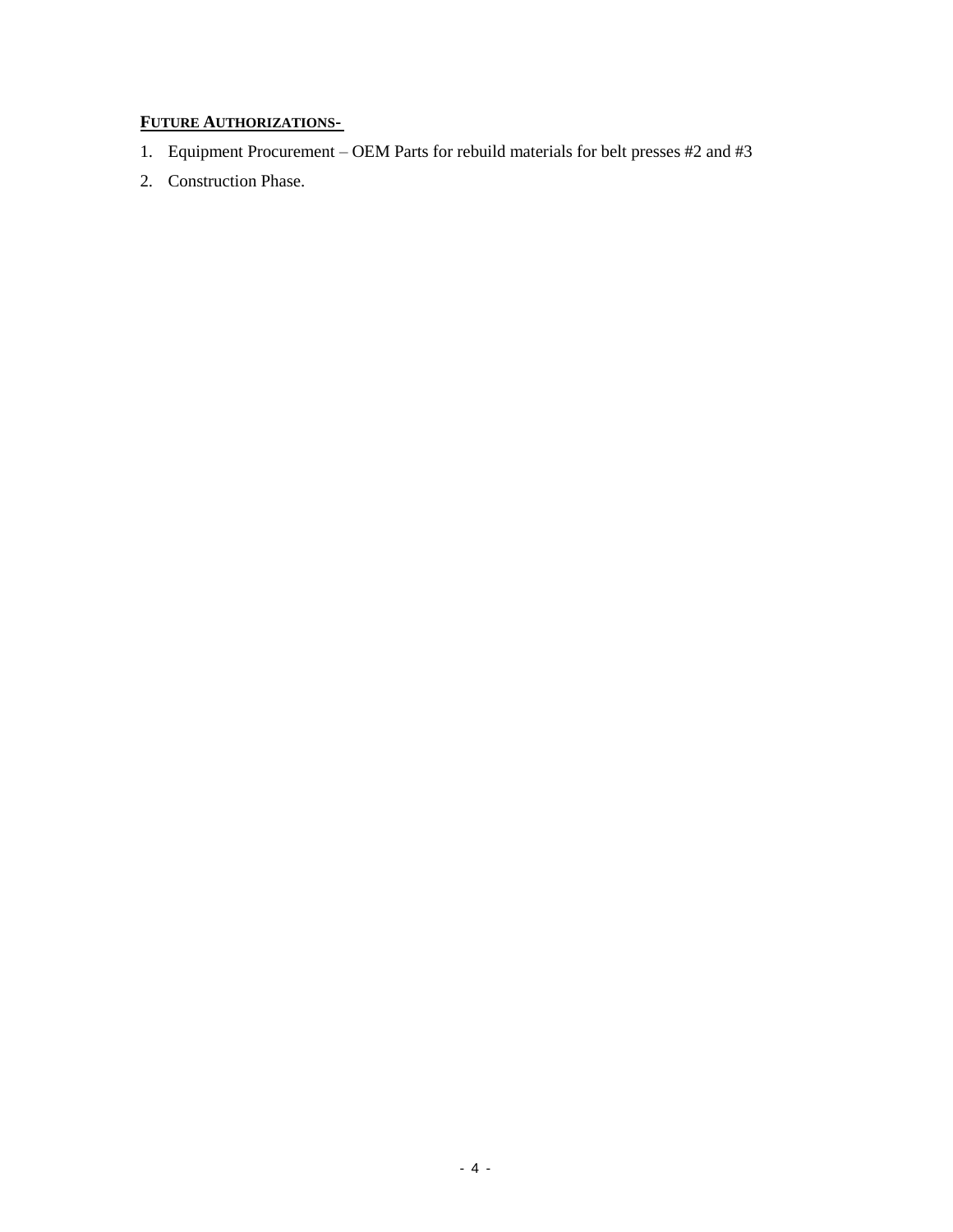**FUTURE AUTHORIZATIONS-**

1. Equipment Procurement – OEM Parts for rebuild materials for belt presses #2 and #3
2. Construction Phase.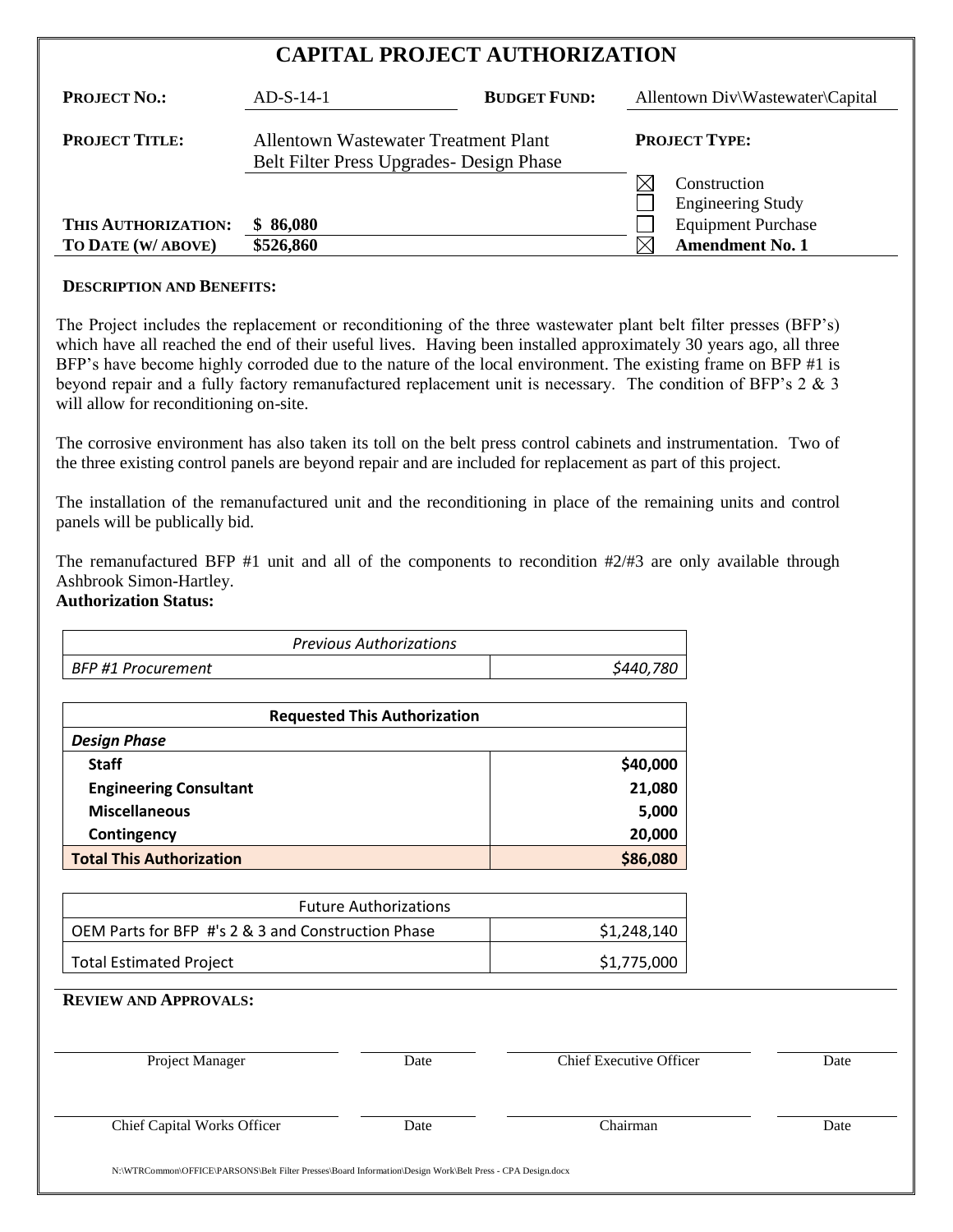# CAPITAL PROJECT AUTHORIZATION

| | | | |
|---|---|---|---|
| **PROJECT NO.:** | AD-S-14-1 | **BUDGET FUND:** | Allentown Div\Wastewater\Capital |
| **PROJECT TITLE:** | Allentown Wastewater Treatment Plant Belt Filter Press Upgrades- Design Phase | **PROJECT TYPE:** | |
| | | ☒ | Construction |
| | | ☐ | Engineering Study |
| **THIS AUTHORIZATION:** | $ 86,080 | ☐ | Equipment Purchase |
| **TO DATE (W/ ABOVE)** | $526,860 | ☒ | **Amendment No. 1** |

**DESCRIPTION AND BENEFITS:**

The Project includes the replacement or reconditioning of the three wastewater plant belt filter presses (BFP's) which have all reached the end of their useful lives. Having been installed approximately 30 years ago, all three BFP's have become highly corroded due to the nature of the local environment. The existing frame on BFP #1 is beyond repair and a fully factory remanufactured replacement unit is necessary. The condition of BFP's 2 & 3 will allow for reconditioning on-site.

The corrosive environment has also taken its toll on the belt press control cabinets and instrumentation. Two of the three existing control panels are beyond repair and are included for replacement as part of this project.

The installation of the remanufactured unit and the reconditioning in place of the remaining units and control panels will be publically bid.

The remanufactured BFP #1 unit and all of the components to recondition #2/#3 are only available through Ashbrook Simon-Hartley.

**Authorization Status:**

| *Previous Authorizations* | |
|---|---|
| *BFP #1 Procurement* | *$440,780* |

| **Requested This Authorization** | |
|---|---|
| ***Design Phase*** | |
| **Staff** | **$40,000** |
| **Engineering Consultant** | **21,080** |
| **Miscellaneous** | **5,000** |
| **Contingency** | **20,000** |
| **Total This Authorization** | **$86,080** |

| Future Authorizations | |
|---|---|
| OEM Parts for BFP #'s 2 & 3 and Construction Phase | $1,248,140 |
| Total Estimated Project | $1,775,000 |

**REVIEW AND APPROVALS:**

| | | | |
|---|---|---|---|
| Project Manager | Date | Chief Executive Officer | Date |
| Chief Capital Works Officer | Date | Chairman | Date |

N:\WTRCommon\OFFICE\PARSONS\Belt Filter Presses\Board Information\Design Work\Belt Press - CPA Design.docx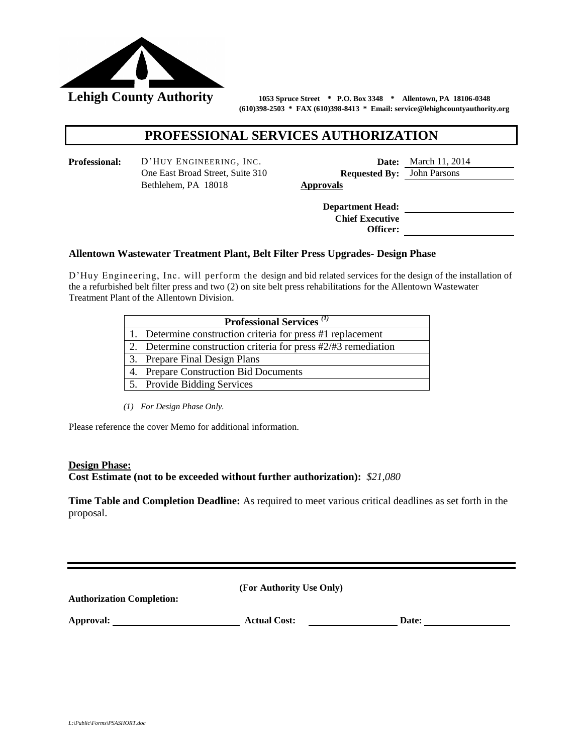**Lehigh County Authority** 1053 Spruce Street * P.O. Box 3348 * Allentown, PA 18106-0348
(610)398-2503 * FAX (610)398-8413 * Email: service@lehighcountyauthority.org

# PROFESSIONAL SERVICES AUTHORIZATION

**Professional:** D'HUY ENGINEERING, INC.
One East Broad Street, Suite 310
Bethlehem, PA 18018

**Date:** March 11, 2014
**Requested By:** John Parsons

**Approvals**

**Department Head:** ____________________
**Chief Executive Officer:** ____________________

**Allentown Wastewater Treatment Plant, Belt Filter Press Upgrades- Design Phase**

D'Huy Engineering, Inc. will perform the design and bid related services for the design of the installation of the a refurbished belt filter press and two (2) on site belt press rehabilitations for the Allentown Wastewater Treatment Plant of the Allentown Division.

| Professional Services [(1)] |
|---|
| 1. Determine construction criteria for press #1 replacement |
| 2. Determine construction criteria for press #2/#3 remediation |
| 3. Prepare Final Design Plans |
| 4. Prepare Construction Bid Documents |
| 5. Provide Bidding Services |

*(1) For Design Phase Only.*

Please reference the cover Memo for additional information.

**Design Phase:**
**Cost Estimate (not to be exceeded without further authorization):** *$21,080*

**Time Table and Completion Deadline:** As required to meet various critical deadlines as set forth in the proposal.

---

**(For Authority Use Only)**

**Authorization Completion:**

**Approval:** ____________________ **Actual Cost:** ____________________ **Date:** ____________________

*L:\Public\Forms\PSASHORT.doc*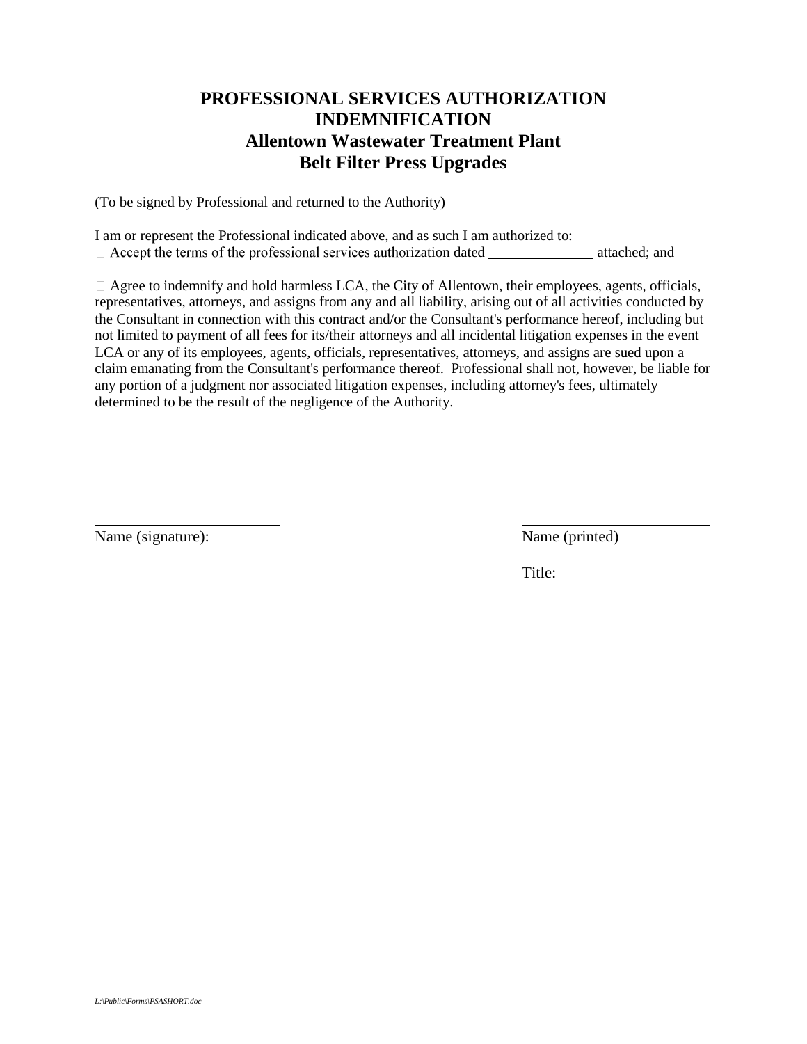# PROFESSIONAL SERVICES AUTHORIZATION INDEMNIFICATION
## Allentown Wastewater Treatment Plant
## Belt Filter Press Upgrades

(To be signed by Professional and returned to the Authority)

I am or represent the Professional indicated above, and as such I am authorized to:

- Accept the terms of the professional services authorization dated \_\_\_\_\_\_\_\_\_\_\_\_\_\_\_ attached; and

- Agree to indemnify and hold harmless LCA, the City of Allentown, their employees, agents, officials, representatives, attorneys, and assigns from any and all liability, arising out of all activities conducted by the Consultant in connection with this contract and/or the Consultant's performance hereof, including but not limited to payment of all fees for its/their attorneys and all incidental litigation expenses in the event LCA or any of its employees, agents, officials, representatives, attorneys, and assigns are sued upon a claim emanating from the Consultant's performance thereof. Professional shall not, however, be liable for any portion of a judgment nor associated litigation expenses, including attorney's fees, ultimately determined to be the result of the negligence of the Authority.

\_\_\_\_\_\_\_\_\_\_\_\_\_\_\_\_\_\_\_\_\_\_\_\_\_\_
Name (signature):

\_\_\_\_\_\_\_\_\_\_\_\_\_\_\_\_\_\_\_\_\_\_\_\_\_\_
Name (printed)

Title:\_\_\_\_\_\_\_\_\_\_\_\_\_\_\_\_\_\_\_\_

*L:\Public\Forms\PSASHORT.doc*